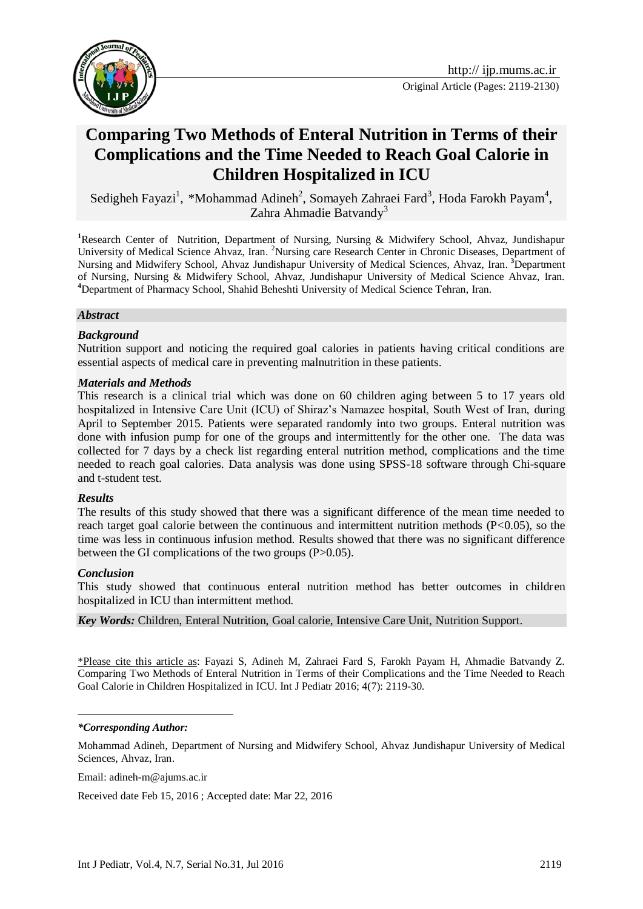Original Article (Pages: 2119-2130)

# Comparing Two Methods of Enteral Nutrition in Terms of their Complications and the Time Needed to Reach Goal Calorie in Children Hospitalized in ICU

Sedigheh Fayazi[1], *Mohammad Adineh[2], Somayeh Zahraei Fard[3], Hoda Farokh Payam[4], Zahra Ahmadie Batvandy[3]

[1]Research Center of Nutrition, Department of Nursing, Nursing & Midwifery School, Ahvaz, Jundishapur University of Medical Science Ahvaz, Iran. [2]Nursing care Research Center in Chronic Diseases, Department of Nursing and Midwifery School, Ahvaz Jundishapur University of Medical Sciences, Ahvaz, Iran. [3]Department of Nursing, Nursing & Midwifery School, Ahvaz, Jundishapur University of Medical Science Ahvaz, Iran. [4]Department of Pharmacy School, Shahid Beheshti University of Medical Science Tehran, Iran.

***Abstract***

***Background***

Nutrition support and noticing the required goal calories in patients having critical conditions are essential aspects of medical care in preventing malnutrition in these patients.

***Materials and Methods***

This research is a clinical trial which was done on 60 children aging between 5 to 17 years old hospitalized in Intensive Care Unit (ICU) of Shiraz's Namazee hospital, South West of Iran, during April to September 2015. Patients were separated randomly into two groups. Enteral nutrition was done with infusion pump for one of the groups and intermittently for the other one. The data was collected for 7 days by a check list regarding enteral nutrition method, complications and the time needed to reach goal calories. Data analysis was done using SPSS-18 software through Chi-square and t-student test.

***Results***

The results of this study showed that there was a significant difference of the mean time needed to reach target goal calorie between the continuous and intermittent nutrition methods ($P<0.05$), so the time was less in continuous infusion method. Results showed that there was no significant difference between the GI complications of the two groups ($P>0.05$).

***Conclusion***

This study showed that continuous enteral nutrition method has better outcomes in children hospitalized in ICU than intermittent method.

***Key Words:*** Children, Enteral Nutrition, Goal calorie, Intensive Care Unit, Nutrition Support.

\*Please cite this article as: Fayazi S, Adineh M, Zahraei Fard S, Farokh Payam H, Ahmadie Batvandy Z. Comparing Two Methods of Enteral Nutrition in Terms of their Complications and the Time Needed to Reach Goal Calorie in Children Hospitalized in ICU. Int J Pediatr 2016; 4(7): 2119-30.

***\*Corresponding Author:***

Mohammad Adineh, Department of Nursing and Midwifery School, Ahvaz Jundishapur University of Medical Sciences, Ahvaz, Iran.

Email: adineh-m@ajums.ac.ir

Received date Feb 15, 2016 ; Accepted date: Mar 22, 2016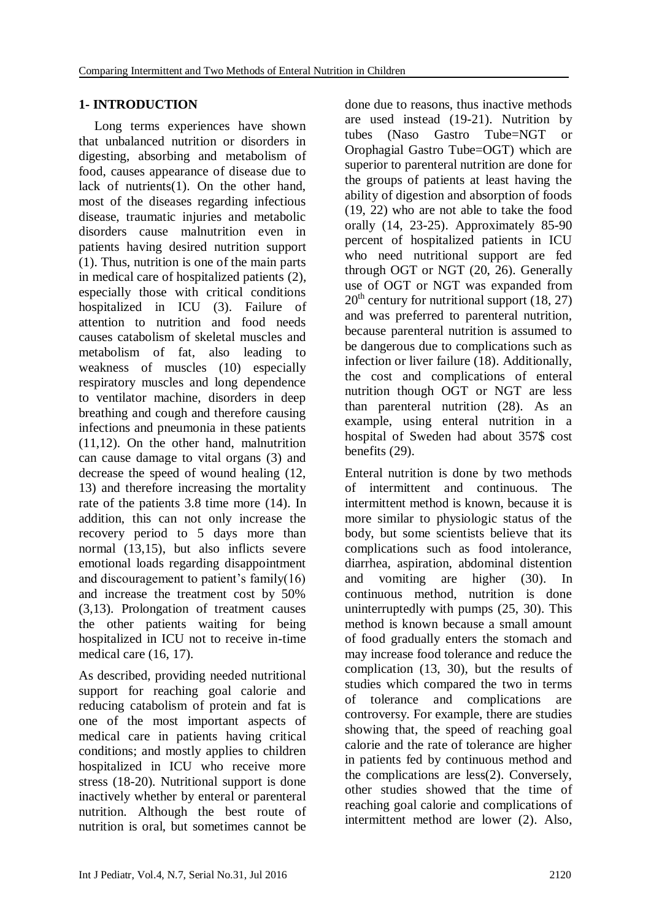## 1- INTRODUCTION

Long terms experiences have shown that unbalanced nutrition or disorders in digesting, absorbing and metabolism of food, causes appearance of disease due to lack of nutrients(1). On the other hand, most of the diseases regarding infectious disease, traumatic injuries and metabolic disorders cause malnutrition even in patients having desired nutrition support (1). Thus, nutrition is one of the main parts in medical care of hospitalized patients (2), especially those with critical conditions hospitalized in ICU (3). Failure of attention to nutrition and food needs causes catabolism of skeletal muscles and metabolism of fat, also leading to weakness of muscles (10) especially respiratory muscles and long dependence to ventilator machine, disorders in deep breathing and cough and therefore causing infections and pneumonia in these patients (11,12). On the other hand, malnutrition can cause damage to vital organs (3) and decrease the speed of wound healing (12, 13) and therefore increasing the mortality rate of the patients 3.8 time more (14). In addition, this can not only increase the recovery period to 5 days more than normal (13,15), but also inflicts severe emotional loads regarding disappointment and discouragement to patient's family(16) and increase the treatment cost by 50% (3,13). Prolongation of treatment causes the other patients waiting for being hospitalized in ICU not to receive in-time medical care (16, 17).

As described, providing needed nutritional support for reaching goal calorie and reducing catabolism of protein and fat is one of the most important aspects of medical care in patients having critical conditions; and mostly applies to children hospitalized in ICU who receive more stress (18-20). Nutritional support is done inactively whether by enteral or parenteral nutrition. Although the best route of nutrition is oral, but sometimes cannot be done due to reasons, thus inactive methods are used instead (19-21). Nutrition by tubes (Naso Gastro Tube=NGT or Orophagial Gastro Tube=OGT) which are superior to parenteral nutrition are done for the groups of patients at least having the ability of digestion and absorption of foods (19, 22) who are not able to take the food orally (14, 23-25). Approximately 85-90 percent of hospitalized patients in ICU who need nutritional support are fed through OGT or NGT (20, 26). Generally use of OGT or NGT was expanded from $20^{th}$ century for nutritional support (18, 27) and was preferred to parenteral nutrition, because parenteral nutrition is assumed to be dangerous due to complications such as infection or liver failure (18). Additionally, the cost and complications of enteral nutrition though OGT or NGT are less than parenteral nutrition (28). As an example, using enteral nutrition in a hospital of Sweden had about 357$ cost benefits (29).

Enteral nutrition is done by two methods of intermittent and continuous. The intermittent method is known, because it is more similar to physiologic status of the body, but some scientists believe that its complications such as food intolerance, diarrhea, aspiration, abdominal distention and vomiting are higher (30). In continuous method, nutrition is done uninterruptedly with pumps (25, 30). This method is known because a small amount of food gradually enters the stomach and may increase food tolerance and reduce the complication (13, 30), but the results of studies which compared the two in terms of tolerance and complications are controversy. For example, there are studies showing that, the speed of reaching goal calorie and the rate of tolerance are higher in patients fed by continuous method and the complications are less(2). Conversely, other studies showed that the time of reaching goal calorie and complications of intermittent method are lower (2). Also,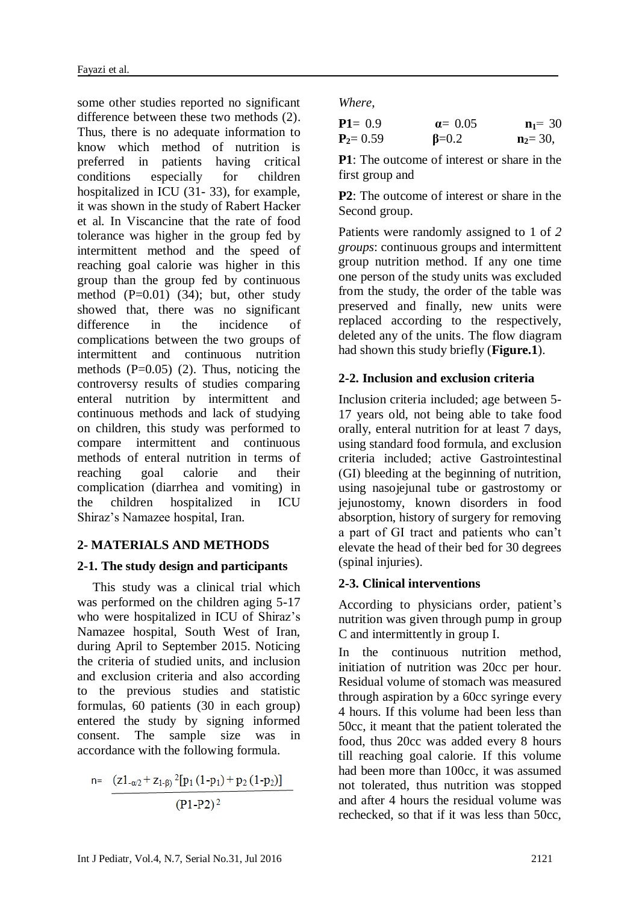some other studies reported no significant difference between these two methods (2). Thus, there is no adequate information to know which method of nutrition is preferred in patients having critical conditions especially for children hospitalized in ICU (31- 33), for example, it was shown in the study of Rabert Hacker et al. In Viscancine that the rate of food tolerance was higher in the group fed by intermittent method and the speed of reaching goal calorie was higher in this group than the group fed by continuous method (P=0.01) (34); but, other study showed that, there was no significant difference in the incidence of complications between the two groups of intermittent and continuous nutrition methods (P=0.05) (2). Thus, noticing the controversy results of studies comparing enteral nutrition by intermittent and continuous methods and lack of studying on children, this study was performed to compare intermittent and continuous methods of enteral nutrition in terms of reaching goal calorie and their complication (diarrhea and vomiting) in the children hospitalized in ICU Shiraz's Namazee hospital, Iran.

## 2- MATERIALS AND METHODS

### 2-1. The study design and participants

This study was a clinical trial which was performed on the children aging 5-17 who were hospitalized in ICU of Shiraz's Namazee hospital, South West of Iran, during April to September 2015. Noticing the criteria of studied units, and inclusion and exclusion criteria and also according to the previous studies and statistic formulas, 60 patients (30 in each group) entered the study by signing informed consent. The sample size was in accordance with the following formula.

$$n = \frac{(z_{1-\alpha/2} + z_{1-\beta})^2 [p_1(1-p_1) + p_2(1-p_2)]}{(P1-P2)^2}$$

*Where,*

**P1**= 0.9 &nbsp;&nbsp; **α**= 0.05 &nbsp;&nbsp; **$n_1$**= 30

**$P_2$**= 0.59 &nbsp;&nbsp; **β**=0.2 &nbsp;&nbsp; **$n_2$**= 30,

**P1**: The outcome of interest or share in the first group and

**P2**: The outcome of interest or share in the Second group.

Patients were randomly assigned to 1 of *2 groups*: continuous groups and intermittent group nutrition method. If any one time one person of the study units was excluded from the study, the order of the table was preserved and finally, new units were replaced according to the respectively, deleted any of the units. The flow diagram had shown this study briefly (**Figure.1**).

### 2-2. Inclusion and exclusion criteria

Inclusion criteria included; age between 5-17 years old, not being able to take food orally, enteral nutrition for at least 7 days, using standard food formula, and exclusion criteria included; active Gastrointestinal (GI) bleeding at the beginning of nutrition, using nasojejunal tube or gastrostomy or jejunostomy, known disorders in food absorption, history of surgery for removing a part of GI tract and patients who can't elevate the head of their bed for 30 degrees (spinal injuries).

### 2-3. Clinical interventions

According to physicians order, patient's nutrition was given through pump in group C and intermittently in group I.

In the continuous nutrition method, initiation of nutrition was 20cc per hour. Residual volume of stomach was measured through aspiration by a 60cc syringe every 4 hours. If this volume had been less than 50cc, it meant that the patient tolerated the food, thus 20cc was added every 8 hours till reaching goal calorie. If this volume had been more than 100cc, it was assumed not tolerated, thus nutrition was stopped and after 4 hours the residual volume was rechecked, so that if it was less than 50cc,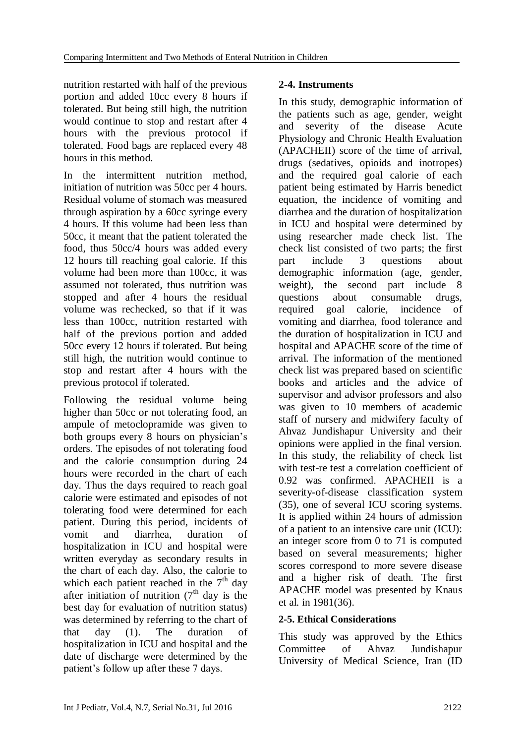nutrition restarted with half of the previous portion and added 10cc every 8 hours if tolerated. But being still high, the nutrition would continue to stop and restart after 4 hours with the previous protocol if tolerated. Food bags are replaced every 48 hours in this method.

In the intermittent nutrition method, initiation of nutrition was 50cc per 4 hours. Residual volume of stomach was measured through aspiration by a 60cc syringe every 4 hours. If this volume had been less than 50cc, it meant that the patient tolerated the food, thus 50cc/4 hours was added every 12 hours till reaching goal calorie. If this volume had been more than 100cc, it was assumed not tolerated, thus nutrition was stopped and after 4 hours the residual volume was rechecked, so that if it was less than 100cc, nutrition restarted with half of the previous portion and added 50cc every 12 hours if tolerated. But being still high, the nutrition would continue to stop and restart after 4 hours with the previous protocol if tolerated.

Following the residual volume being higher than 50cc or not tolerating food, an ampule of metoclopramide was given to both groups every 8 hours on physician's orders. The episodes of not tolerating food and the calorie consumption during 24 hours were recorded in the chart of each day. Thus the days required to reach goal calorie were estimated and episodes of not tolerating food were determined for each patient. During this period, incidents of vomit and diarrhea, duration of hospitalization in ICU and hospital were written everyday as secondary results in the chart of each day. Also, the calorie to which each patient reached in the 7th day after initiation of nutrition (7th day is the best day for evaluation of nutrition status) was determined by referring to the chart of that day (1). The duration of hospitalization in ICU and hospital and the date of discharge were determined by the patient's follow up after these 7 days.

### 2-4. Instruments

In this study, demographic information of the patients such as age, gender, weight and severity of the disease Acute Physiology and Chronic Health Evaluation (APACHEII) score of the time of arrival, drugs (sedatives, opioids and inotropes) and the required goal calorie of each patient being estimated by Harris benedict equation, the incidence of vomiting and diarrhea and the duration of hospitalization in ICU and hospital were determined by using researcher made check list. The check list consisted of two parts; the first part include 3 questions about demographic information (age, gender, weight), the second part include 8 questions about consumable drugs, required goal calorie, incidence of vomiting and diarrhea, food tolerance and the duration of hospitalization in ICU and hospital and APACHE score of the time of arrival. The information of the mentioned check list was prepared based on scientific books and articles and the advice of supervisor and advisor professors and also was given to 10 members of academic staff of nursery and midwifery faculty of Ahvaz Jundishapur University and their opinions were applied in the final version. In this study, the reliability of check list with test-re test a correlation coefficient of 0.92 was confirmed. APACHEII is a severity-of-disease classification system (35), one of several ICU scoring systems. It is applied within 24 hours of admission of a patient to an intensive care unit (ICU): an integer score from 0 to 71 is computed based on several measurements; higher scores correspond to more severe disease and a higher risk of death. The first APACHE model was presented by Knaus et al. in 1981(36).

### 2-5. Ethical Considerations

This study was approved by the Ethics Committee of Ahvaz Jundishapur University of Medical Science, Iran (ID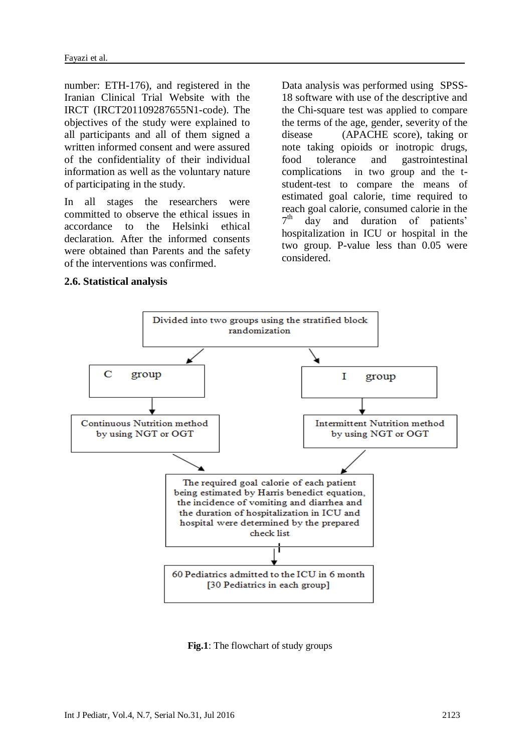number: ETH-176), and registered in the Iranian Clinical Trial Website with the IRCT (IRCT201109287655N1-code). The objectives of the study were explained to all participants and all of them signed a written informed consent and were assured of the confidentiality of their individual information as well as the voluntary nature of participating in the study.

In all stages the researchers were committed to observe the ethical issues in accordance to the Helsinki ethical declaration. After the informed consents were obtained than Parents and the safety of the interventions was confirmed.

## 2.6. Statistical analysis

Data analysis was performed using SPSS-18 software with use of the descriptive and the Chi-square test was applied to compare the terms of the age, gender, severity of the disease (APACHE score), taking or note taking opioids or inotropic drugs, food tolerance and gastrointestinal complications in two group and the t-student-test to compare the means of estimated goal calorie, time required to reach goal calorie, consumed calorie in the 7th day and duration of patients' hospitalization in ICU or hospital in the two group. P-value less than 0.05 were considered.

Divided into two groups using the stratified block randomization

C group → Continuous Nutrition method by using NGT or OGT

I group → Intermittent Nutrition method by using NGT or OGT

The required goal calorie of each patient being estimated by Harris benedict equation, the incidence of vomiting and diarrhea and the duration of hospitalization in ICU and hospital were determined by the prepared check list

60 Pediatrics admitted to the ICU in 6 month [30 Pediatrics in each group]

**Fig.1**: The flowchart of study groups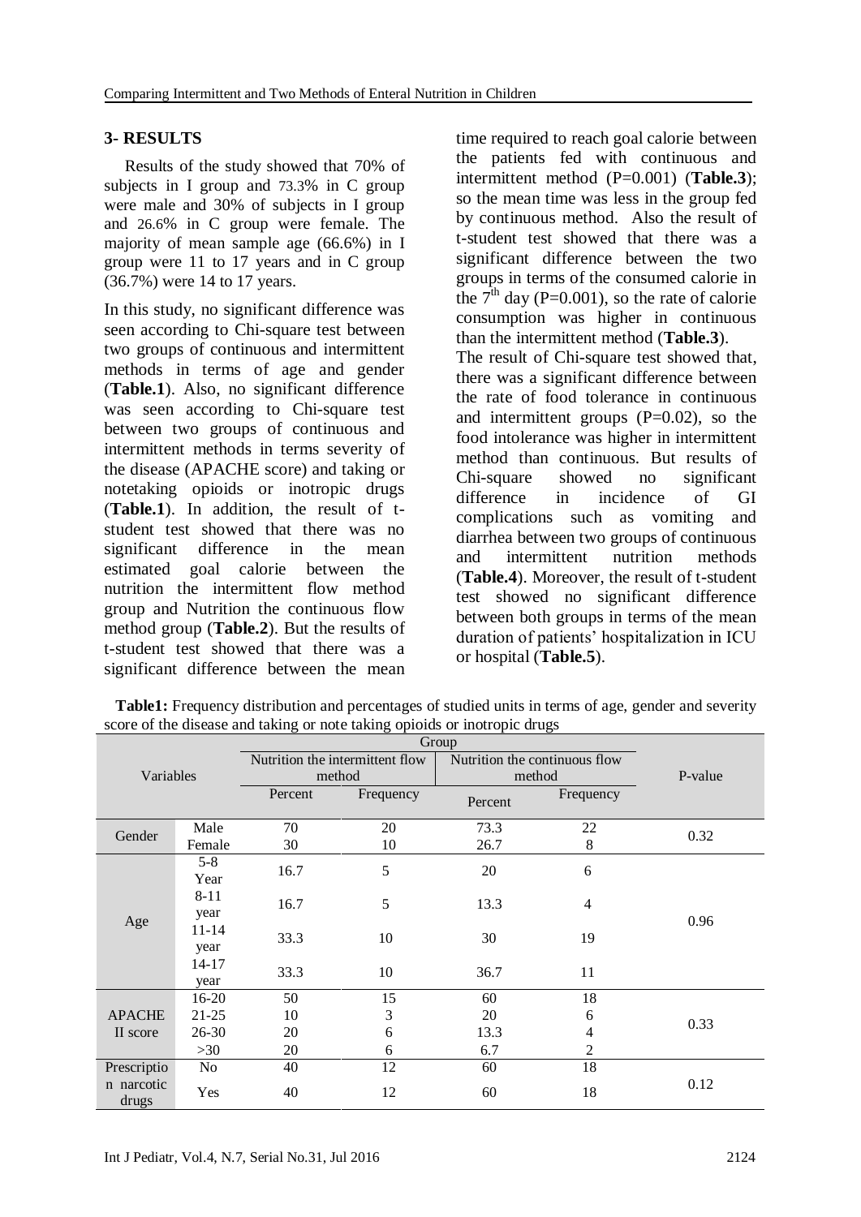## 3- RESULTS

Results of the study showed that 70% of subjects in I group and 73.3% in C group were male and 30% of subjects in I group and 26.6% in C group were female. The majority of mean sample age (66.6%) in I group were 11 to 17 years and in C group (36.7%) were 14 to 17 years.

In this study, no significant difference was seen according to Chi-square test between two groups of continuous and intermittent methods in terms of age and gender (**Table.1**). Also, no significant difference was seen according to Chi-square test between two groups of continuous and intermittent methods in terms severity of the disease (APACHE score) and taking or notetaking opioids or inotropic drugs (**Table.1**). In addition, the result of t-student test showed that there was no significant difference in the mean estimated goal calorie between the nutrition the intermittent flow method group and Nutrition the continuous flow method group (**Table.2**). But the results of t-student test showed that there was a significant difference between the mean time required to reach goal calorie between the patients fed with continuous and intermittent method (P=0.001) (**Table.3**); so the mean time was less in the group fed by continuous method. Also the result of t-student test showed that there was a significant difference between the two groups in terms of the consumed calorie in the 7[th] day (P=0.001), so the rate of calorie consumption was higher in continuous than the intermittent method (**Table.3**).

The result of Chi-square test showed that, there was a significant difference between the rate of food tolerance in continuous and intermittent groups (P=0.02), so the food intolerance was higher in intermittent method than continuous. But results of Chi-square showed no significant difference in incidence of GI complications such as vomiting and diarrhea between two groups of continuous and intermittent nutrition methods (**Table.4**). Moreover, the result of t-student test showed no significant difference between both groups in terms of the mean duration of patients' hospitalization in ICU or hospital (**Table.5**).

**Table1:** Frequency distribution and percentages of studied units in terms of age, gender and severity score of the disease and taking or note taking opioids or inotropic drugs

| Variables | | Group | | | | P-value |
|---|---|---|---|---|---|---|
| | | Nutrition the intermittent flow method | | Nutrition the continuous flow method | | |
| | | Percent | Frequency | Percent | Frequency | |
| Gender | Male | 70 | 20 | 73.3 | 22 | 0.32 |
| | Female | 30 | 10 | 26.7 | 8 | |
| Age | 5-8 Year | 16.7 | 5 | 20 | 6 | 0.96 |
| | 8-11 year | 16.7 | 5 | 13.3 | 4 | |
| | 11-14 year | 33.3 | 10 | 30 | 19 | |
| | 14-17 year | 33.3 | 10 | 36.7 | 11 | |
| APACHE II score | 16-20 | 50 | 15 | 60 | 18 | 0.33 |
| | 21-25 | 10 | 3 | 20 | 6 | |
| | 26-30 | 20 | 6 | 13.3 | 4 | |
| | >30 | 20 | 6 | 6.7 | 2 | |
| Prescription narcotic drugs | No | 40 | 12 | 60 | 18 | 0.12 |
| | Yes | 40 | 12 | 60 | 18 | |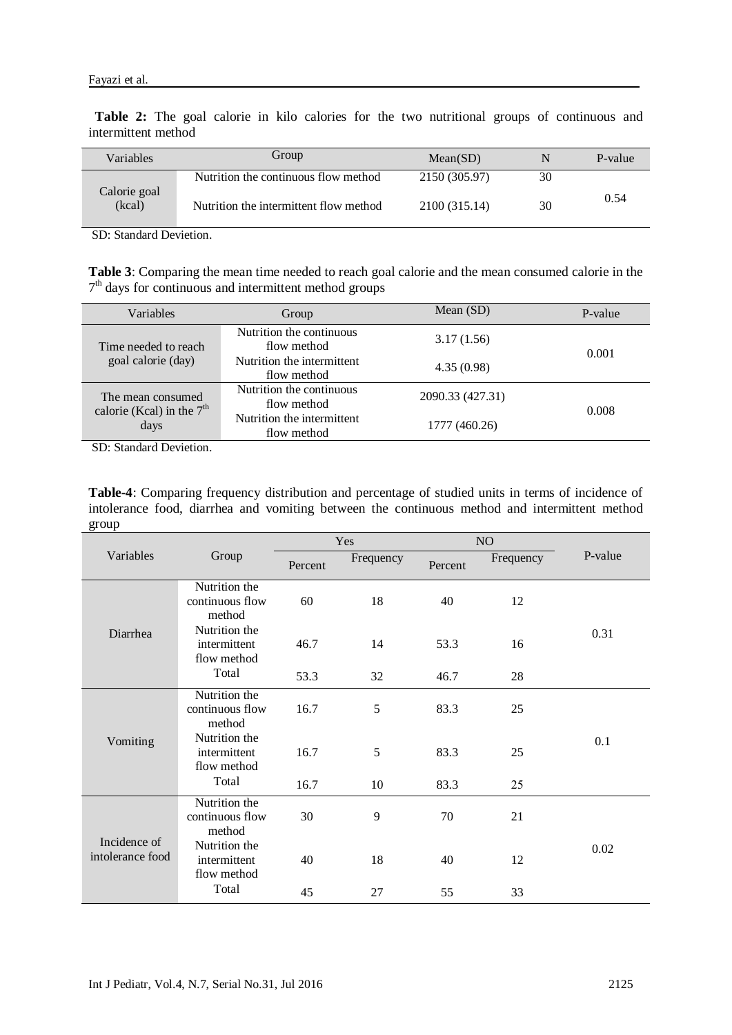**Table 2:** The goal calorie in kilo calories for the two nutritional groups of continuous and intermittent method

| Variables | Group | Mean(SD) | N | P-value |
|---|---|---|---|---|
| Calorie goal (kcal) | Nutrition the continuous flow method | 2150 (305.97) | 30 | 0.54 |
| | Nutrition the intermittent flow method | 2100 (315.14) | 30 | |

SD: Standard Devietion.

**Table 3**: Comparing the mean time needed to reach goal calorie and the mean consumed calorie in the 7th days for continuous and intermittent method groups

| Variables | Group | Mean (SD) | P-value |
|---|---|---|---|
| Time needed to reach goal calorie (day) | Nutrition the continuous flow method | 3.17 (1.56) | 0.001 |
| | Nutrition the intermittent flow method | 4.35 (0.98) | |
| The mean consumed calorie (Kcal) in the 7th days | Nutrition the continuous flow method | 2090.33 (427.31) | 0.008 |
| | Nutrition the intermittent flow method | 1777 (460.26) | |

SD: Standard Devietion.

**Table-4**: Comparing frequency distribution and percentage of studied units in terms of incidence of intolerance food, diarrhea and vomiting between the continuous method and intermittent method group

| Variables | Group | Yes | | NO | | P-value |
|---|---|---|---|---|---|---|
| | | Percent | Frequency | Percent | Frequency | |
| Diarrhea | Nutrition the continuous flow method | 60 | 18 | 40 | 12 | 0.31 |
| | Nutrition the intermittent flow method | 46.7 | 14 | 53.3 | 16 | |
| | Total | 53.3 | 32 | 46.7 | 28 | |
| Vomiting | Nutrition the continuous flow method | 16.7 | 5 | 83.3 | 25 | 0.1 |
| | Nutrition the intermittent flow method | 16.7 | 5 | 83.3 | 25 | |
| | Total | 16.7 | 10 | 83.3 | 25 | |
| Incidence of intolerance food | Nutrition the continuous flow method | 30 | 9 | 70 | 21 | 0.02 |
| | Nutrition the intermittent flow method | 40 | 18 | 40 | 12 | |
| | Total | 45 | 27 | 55 | 33 | |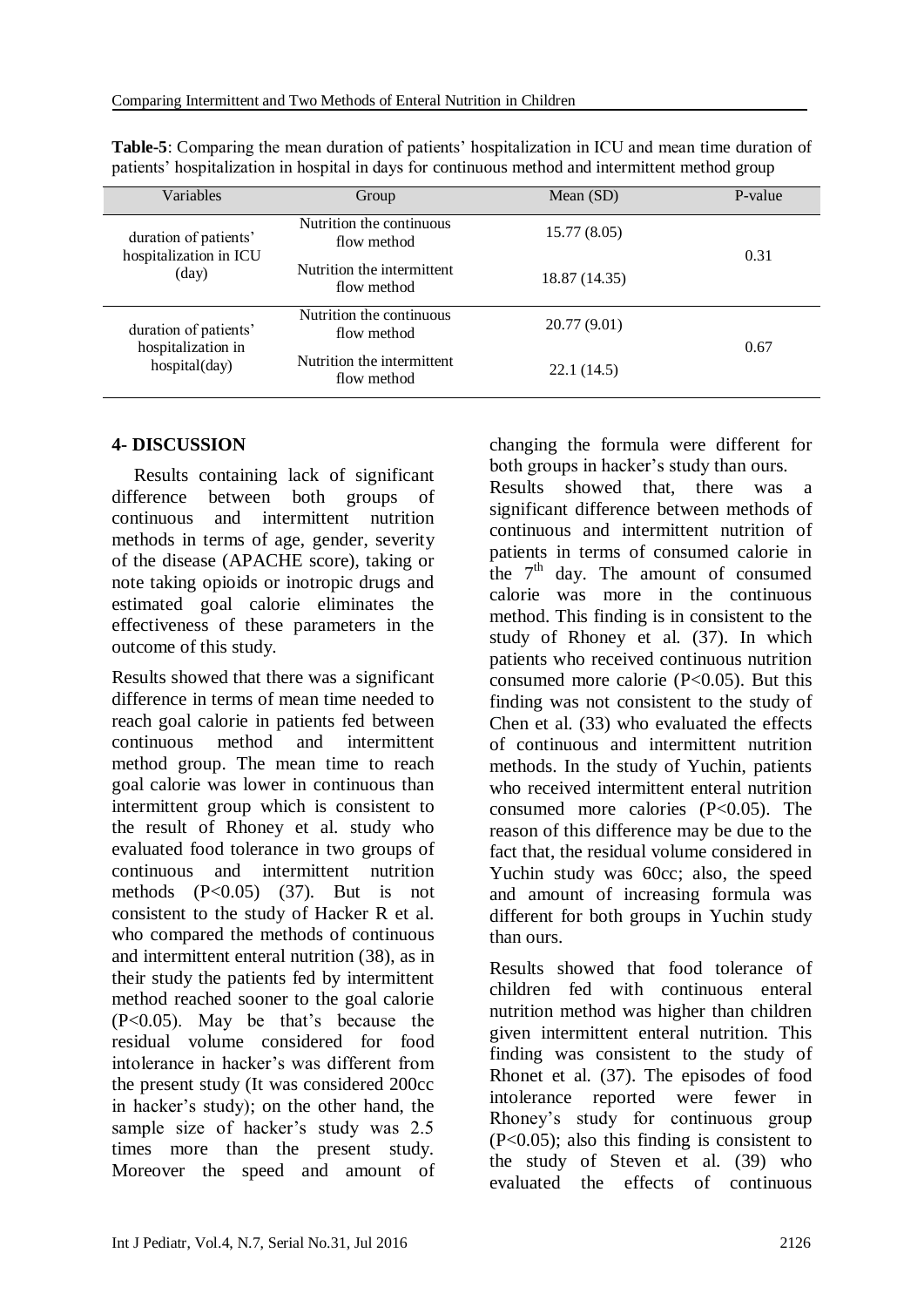**Table-5**: Comparing the mean duration of patients' hospitalization in ICU and mean time duration of patients' hospitalization in hospital in days for continuous method and intermittent method group

| Variables | Group | Mean (SD) | P-value |
|---|---|---|---|
| duration of patients' hospitalization in ICU (day) | Nutrition the continuous flow method | 15.77 (8.05) | 0.31 |
| | Nutrition the intermittent flow method | 18.87 (14.35) | |
| duration of patients' hospitalization in hospital(day) | Nutrition the continuous flow method | 20.77 (9.01) | 0.67 |
| | Nutrition the intermittent flow method | 22.1 (14.5) | |

## 4- DISCUSSION

Results containing lack of significant difference between both groups of continuous and intermittent nutrition methods in terms of age, gender, severity of the disease (APACHE score), taking or note taking opioids or inotropic drugs and estimated goal calorie eliminates the effectiveness of these parameters in the outcome of this study.

Results showed that there was a significant difference in terms of mean time needed to reach goal calorie in patients fed between continuous method and intermittent method group. The mean time to reach goal calorie was lower in continuous than intermittent group which is consistent to the result of Rhoney et al. study who evaluated food tolerance in two groups of continuous and intermittent nutrition methods (P<0.05) (37). But is not consistent to the study of Hacker R et al. who compared the methods of continuous and intermittent enteral nutrition (38), as in their study the patients fed by intermittent method reached sooner to the goal calorie (P<0.05). May be that's because the residual volume considered for food intolerance in hacker's was different from the present study (It was considered 200cc in hacker's study); on the other hand, the sample size of hacker's study was 2.5 times more than the present study. Moreover the speed and amount of changing the formula were different for both groups in hacker's study than ours.

Results showed that, there was a significant difference between methods of continuous and intermittent nutrition of patients in terms of consumed calorie in the 7$^{th}$ day. The amount of consumed calorie was more in the continuous method. This finding is in consistent to the study of Rhoney et al. (37). In which patients who received continuous nutrition consumed more calorie (P<0.05). But this finding was not consistent to the study of Chen et al. (33) who evaluated the effects of continuous and intermittent nutrition methods. In the study of Yuchin, patients who received intermittent enteral nutrition consumed more calories (P<0.05). The reason of this difference may be due to the fact that, the residual volume considered in Yuchin study was 60cc; also, the speed and amount of increasing formula was different for both groups in Yuchin study than ours.

Results showed that food tolerance of children fed with continuous enteral nutrition method was higher than children given intermittent enteral nutrition. This finding was consistent to the study of Rhonet et al. (37). The episodes of food intolerance reported were fewer in Rhoney's study for continuous group (P<0.05); also this finding is consistent to the study of Steven et al. (39) who evaluated the effects of continuous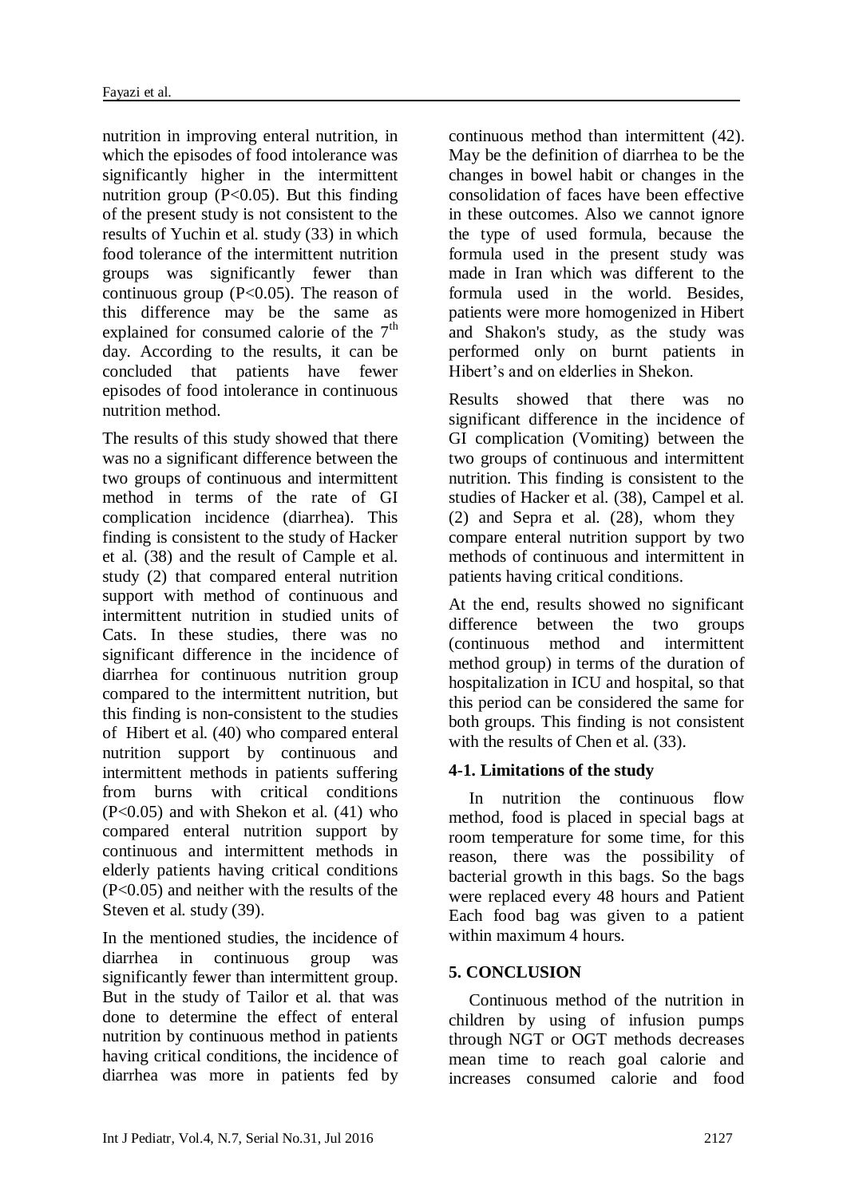nutrition in improving enteral nutrition, in which the episodes of food intolerance was significantly higher in the intermittent nutrition group ($P<0.05$). But this finding of the present study is not consistent to the results of Yuchin et al. study (33) in which food tolerance of the intermittent nutrition groups was significantly fewer than continuous group ($P<0.05$). The reason of this difference may be the same as explained for consumed calorie of the $7^{th}$ day. According to the results, it can be concluded that patients have fewer episodes of food intolerance in continuous nutrition method.

The results of this study showed that there was no a significant difference between the two groups of continuous and intermittent method in terms of the rate of GI complication incidence (diarrhea). This finding is consistent to the study of Hacker et al. (38) and the result of Cample et al. study (2) that compared enteral nutrition support with method of continuous and intermittent nutrition in studied units of Cats. In these studies, there was no significant difference in the incidence of diarrhea for continuous nutrition group compared to the intermittent nutrition, but this finding is non-consistent to the studies of Hibert et al. (40) who compared enteral nutrition support by continuous and intermittent methods in patients suffering from burns with critical conditions ($P<0.05$) and with Shekon et al. (41) who compared enteral nutrition support by continuous and intermittent methods in elderly patients having critical conditions ($P<0.05$) and neither with the results of the Steven et al. study (39).

In the mentioned studies, the incidence of diarrhea in continuous group was significantly fewer than intermittent group. But in the study of Tailor et al. that was done to determine the effect of enteral nutrition by continuous method in patients having critical conditions, the incidence of diarrhea was more in patients fed by continuous method than intermittent (42). May be the definition of diarrhea to be the changes in bowel habit or changes in the consolidation of faces have been effective in these outcomes. Also we cannot ignore the type of used formula, because the formula used in the present study was made in Iran which was different to the formula used in the world. Besides, patients were more homogenized in Hibert and Shakon's study, as the study was performed only on burnt patients in Hibert's and on elderlies in Shekon.

Results showed that there was no significant difference in the incidence of GI complication (Vomiting) between the two groups of continuous and intermittent nutrition. This finding is consistent to the studies of Hacker et al. (38), Campel et al. (2) and Sepra et al. (28), whom they compare enteral nutrition support by two methods of continuous and intermittent in patients having critical conditions.

At the end, results showed no significant difference between the two groups (continuous method and intermittent method group) in terms of the duration of hospitalization in ICU and hospital, so that this period can be considered the same for both groups. This finding is not consistent with the results of Chen et al. (33).

### 4-1. Limitations of the study

In nutrition the continuous flow method, food is placed in special bags at room temperature for some time, for this reason, there was the possibility of bacterial growth in this bags. So the bags were replaced every 48 hours and Patient Each food bag was given to a patient within maximum 4 hours.

## 5. CONCLUSION

Continuous method of the nutrition in children by using of infusion pumps through NGT or OGT methods decreases mean time to reach goal calorie and increases consumed calorie and food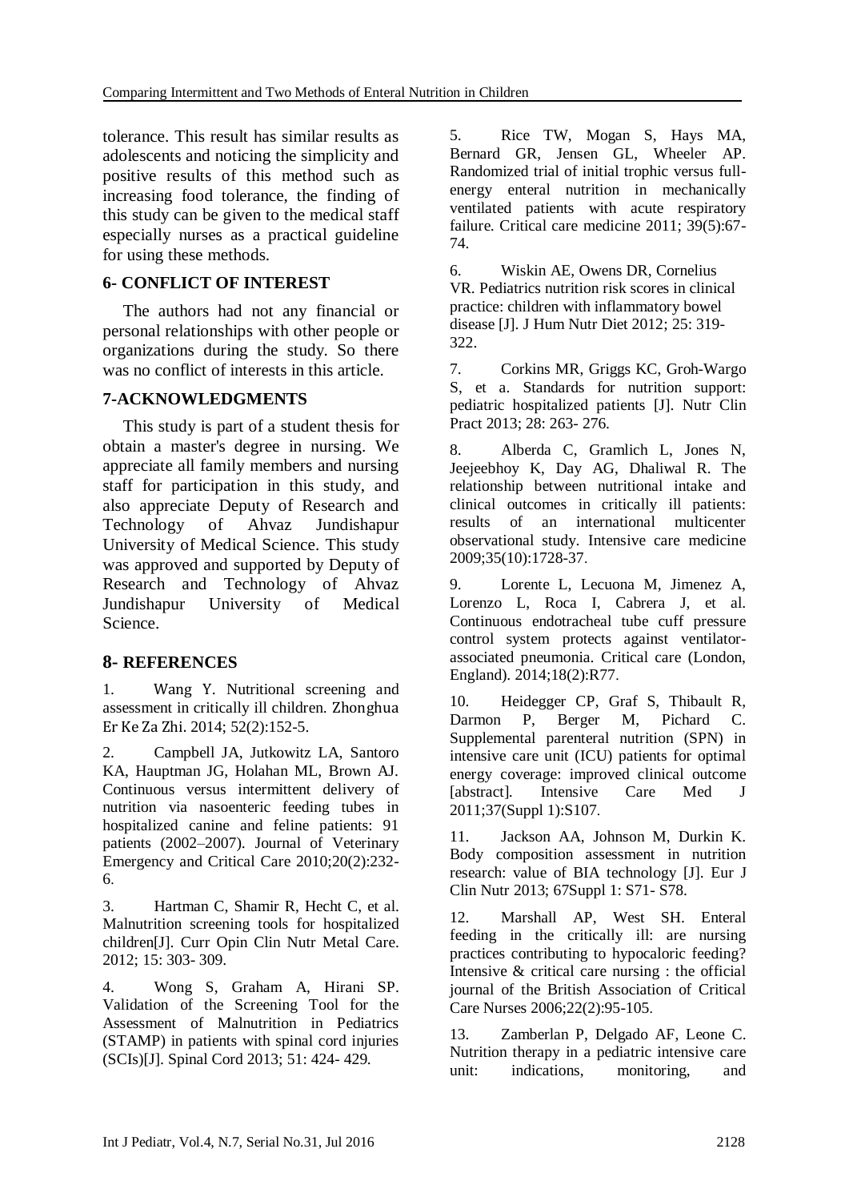tolerance. This result has similar results as adolescents and noticing the simplicity and positive results of this method such as increasing food tolerance, the finding of this study can be given to the medical staff especially nurses as a practical guideline for using these methods.

## 6- CONFLICT OF INTEREST

The authors had not any financial or personal relationships with other people or organizations during the study. So there was no conflict of interests in this article.

## 7-ACKNOWLEDGMENTS

This study is part of a student thesis for obtain a master's degree in nursing. We appreciate all family members and nursing staff for participation in this study, and also appreciate Deputy of Research and Technology of Ahvaz Jundishapur University of Medical Science. This study was approved and supported by Deputy of Research and Technology of Ahvaz Jundishapur University of Medical Science.

## 8- REFERENCES

1. Wang Y. Nutritional screening and assessment in critically ill children. Zhonghua Er Ke Za Zhi. 2014; 52(2):152-5.

2. Campbell JA, Jutkowitz LA, Santoro KA, Hauptman JG, Holahan ML, Brown AJ. Continuous versus intermittent delivery of nutrition via nasoenteric feeding tubes in hospitalized canine and feline patients: 91 patients (2002–2007). Journal of Veterinary Emergency and Critical Care 2010;20(2):232-6.

3. Hartman C, Shamir R, Hecht C, et al. Malnutrition screening tools for hospitalized children[J]. Curr Opin Clin Nutr Metal Care. 2012; 15: 303- 309.

4. Wong S, Graham A, Hirani SP. Validation of the Screening Tool for the Assessment of Malnutrition in Pediatrics (STAMP) in patients with spinal cord injuries (SCIs)[J]. Spinal Cord 2013; 51: 424- 429.

5. Rice TW, Mogan S, Hays MA, Bernard GR, Jensen GL, Wheeler AP. Randomized trial of initial trophic versus full-energy enteral nutrition in mechanically ventilated patients with acute respiratory failure. Critical care medicine 2011; 39(5):67-74.

6. Wiskin AE, Owens DR, Cornelius VR. Pediatrics nutrition risk scores in clinical practice: children with inflammatory bowel disease [J]. J Hum Nutr Diet 2012; 25: 319-322.

7. Corkins MR, Griggs KC, Groh-Wargo S, et a. Standards for nutrition support: pediatric hospitalized patients [J]. Nutr Clin Pract 2013; 28: 263- 276.

8. Alberda C, Gramlich L, Jones N, Jeejeebhoy K, Day AG, Dhaliwal R. The relationship between nutritional intake and clinical outcomes in critically ill patients: results of an international multicenter observational study. Intensive care medicine 2009;35(10):1728-37.

9. Lorente L, Lecuona M, Jimenez A, Lorenzo L, Roca I, Cabrera J, et al. Continuous endotracheal tube cuff pressure control system protects against ventilator-associated pneumonia. Critical care (London, England). 2014;18(2):R77.

10. Heidegger CP, Graf S, Thibault R, Darmon P, Berger M, Pichard C. Supplemental parenteral nutrition (SPN) in intensive care unit (ICU) patients for optimal energy coverage: improved clinical outcome [abstract]. Intensive Care Med J 2011;37(Suppl 1):S107.

11. Jackson AA, Johnson M, Durkin K. Body composition assessment in nutrition research: value of BIA technology [J]. Eur J Clin Nutr 2013; 67Suppl 1: S71- S78.

12. Marshall AP, West SH. Enteral feeding in the critically ill: are nursing practices contributing to hypocaloric feeding? Intensive & critical care nursing : the official journal of the British Association of Critical Care Nurses 2006;22(2):95-105.

13. Zamberlan P, Delgado AF, Leone C. Nutrition therapy in a pediatric intensive care unit: indications, monitoring, and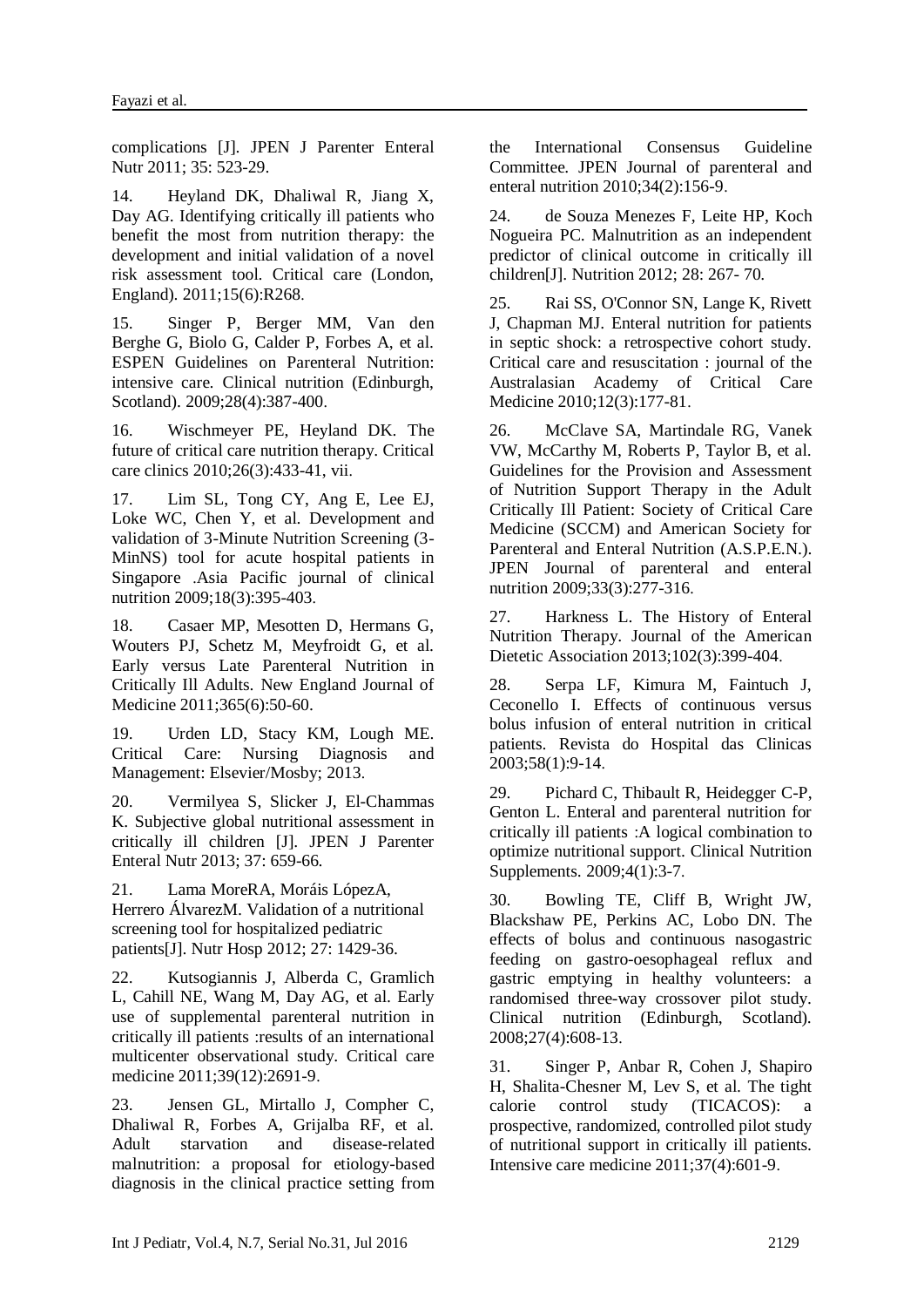complications [J]. JPEN J Parenter Enteral Nutr 2011; 35: 523-29.

14. Heyland DK, Dhaliwal R, Jiang X, Day AG. Identifying critically ill patients who benefit the most from nutrition therapy: the development and initial validation of a novel risk assessment tool. Critical care (London, England). 2011;15(6):R268.

15. Singer P, Berger MM, Van den Berghe G, Biolo G, Calder P, Forbes A, et al. ESPEN Guidelines on Parenteral Nutrition: intensive care. Clinical nutrition (Edinburgh, Scotland). 2009;28(4):387-400.

16. Wischmeyer PE, Heyland DK. The future of critical care nutrition therapy. Critical care clinics 2010;26(3):433-41, vii.

17. Lim SL, Tong CY, Ang E, Lee EJ, Loke WC, Chen Y, et al. Development and validation of 3-Minute Nutrition Screening (3-MinNS) tool for acute hospital patients in Singapore .Asia Pacific journal of clinical nutrition 2009;18(3):395-403.

18. Casaer MP, Mesotten D, Hermans G, Wouters PJ, Schetz M, Meyfroidt G, et al. Early versus Late Parenteral Nutrition in Critically Ill Adults. New England Journal of Medicine 2011;365(6):50-60.

19. Urden LD, Stacy KM, Lough ME. Critical Care: Nursing Diagnosis and Management: Elsevier/Mosby; 2013.

20. Vermilyea S, Slicker J, El-Chammas K. Subjective global nutritional assessment in critically ill children [J]. JPEN J Parenter Enteral Nutr 2013; 37: 659-66.

21. Lama MoreRA, Moráis LópezA, Herrero ÁlvarezM. Validation of a nutritional screening tool for hospitalized pediatric patients[J]. Nutr Hosp 2012; 27: 1429-36.

22. Kutsogiannis J, Alberda C, Gramlich L, Cahill NE, Wang M, Day AG, et al. Early use of supplemental parenteral nutrition in critically ill patients :results of an international multicenter observational study. Critical care medicine 2011;39(12):2691-9.

23. Jensen GL, Mirtallo J, Compher C, Dhaliwal R, Forbes A, Grijalba RF, et al. Adult starvation and disease-related malnutrition: a proposal for etiology-based diagnosis in the clinical practice setting from the International Consensus Guideline Committee. JPEN Journal of parenteral and enteral nutrition 2010;34(2):156-9.

24. de Souza Menezes F, Leite HP, Koch Nogueira PC. Malnutrition as an independent predictor of clinical outcome in critically ill children[J]. Nutrition 2012; 28: 267- 70.

25. Rai SS, O'Connor SN, Lange K, Rivett J, Chapman MJ. Enteral nutrition for patients in septic shock: a retrospective cohort study. Critical care and resuscitation : journal of the Australasian Academy of Critical Care Medicine 2010;12(3):177-81.

26. McClave SA, Martindale RG, Vanek VW, McCarthy M, Roberts P, Taylor B, et al. Guidelines for the Provision and Assessment of Nutrition Support Therapy in the Adult Critically Ill Patient: Society of Critical Care Medicine (SCCM) and American Society for Parenteral and Enteral Nutrition (A.S.P.E.N.). JPEN Journal of parenteral and enteral nutrition 2009;33(3):277-316.

27. Harkness L. The History of Enteral Nutrition Therapy. Journal of the American Dietetic Association 2013;102(3):399-404.

28. Serpa LF, Kimura M, Faintuch J, Ceconello I. Effects of continuous versus bolus infusion of enteral nutrition in critical patients. Revista do Hospital das Clinicas 2003;58(1):9-14.

29. Pichard C, Thibault R, Heidegger C-P, Genton L. Enteral and parenteral nutrition for critically ill patients :A logical combination to optimize nutritional support. Clinical Nutrition Supplements. 2009;4(1):3-7.

30. Bowling TE, Cliff B, Wright JW, Blackshaw PE, Perkins AC, Lobo DN. The effects of bolus and continuous nasogastric feeding on gastro-oesophageal reflux and gastric emptying in healthy volunteers: a randomised three-way crossover pilot study. Clinical nutrition (Edinburgh, Scotland). 2008;27(4):608-13.

31. Singer P, Anbar R, Cohen J, Shapiro H, Shalita-Chesner M, Lev S, et al. The tight calorie control study (TICACOS): a prospective, randomized, controlled pilot study of nutritional support in critically ill patients. Intensive care medicine 2011;37(4):601-9.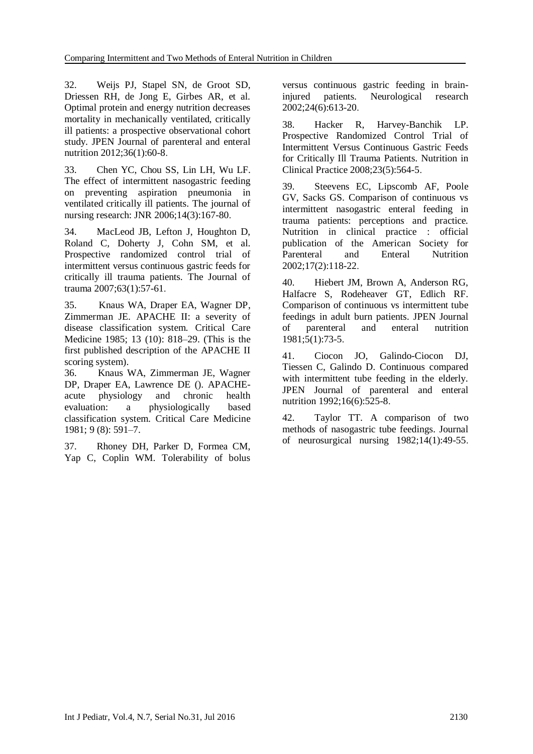32. Weijs PJ, Stapel SN, de Groot SD, Driessen RH, de Jong E, Girbes AR, et al. Optimal protein and energy nutrition decreases mortality in mechanically ventilated, critically ill patients: a prospective observational cohort study. JPEN Journal of parenteral and enteral nutrition 2012;36(1):60-8.

33. Chen YC, Chou SS, Lin LH, Wu LF. The effect of intermittent nasogastric feeding on preventing aspiration pneumonia in ventilated critically ill patients. The journal of nursing research: JNR 2006;14(3):167-80.

34. MacLeod JB, Lefton J, Houghton D, Roland C, Doherty J, Cohn SM, et al. Prospective randomized control trial of intermittent versus continuous gastric feeds for critically ill trauma patients. The Journal of trauma 2007;63(1):57-61.

35. Knaus WA, Draper EA, Wagner DP, Zimmerman JE. APACHE II: a severity of disease classification system. Critical Care Medicine 1985; 13 (10): 818–29. (This is the first published description of the APACHE II scoring system).

36. Knaus WA, Zimmerman JE, Wagner DP, Draper EA, Lawrence DE (). APACHE-acute physiology and chronic health evaluation: a physiologically based classification system. Critical Care Medicine 1981; 9 (8): 591–7.

37. Rhoney DH, Parker D, Formea CM, Yap C, Coplin WM. Tolerability of bolus versus continuous gastric feeding in brain-injured patients. Neurological research 2002;24(6):613-20.

38. Hacker R, Harvey-Banchik LP. Prospective Randomized Control Trial of Intermittent Versus Continuous Gastric Feeds for Critically Ill Trauma Patients. Nutrition in Clinical Practice 2008;23(5):564-5.

39. Steevens EC, Lipscomb AF, Poole GV, Sacks GS. Comparison of continuous vs intermittent nasogastric enteral feeding in trauma patients: perceptions and practice. Nutrition in clinical practice : official publication of the American Society for Parenteral and Enteral Nutrition 2002;17(2):118-22.

40. Hiebert JM, Brown A, Anderson RG, Halfacre S, Rodeheaver GT, Edlich RF. Comparison of continuous vs intermittent tube feedings in adult burn patients. JPEN Journal of parenteral and enteral nutrition 1981;5(1):73-5.

41. Ciocon JO, Galindo-Ciocon DJ, Tiessen C, Galindo D. Continuous compared with intermittent tube feeding in the elderly. JPEN Journal of parenteral and enteral nutrition 1992;16(6):525-8.

42. Taylor TT. A comparison of two methods of nasogastric tube feedings. Journal of neurosurgical nursing 1982;14(1):49-55.